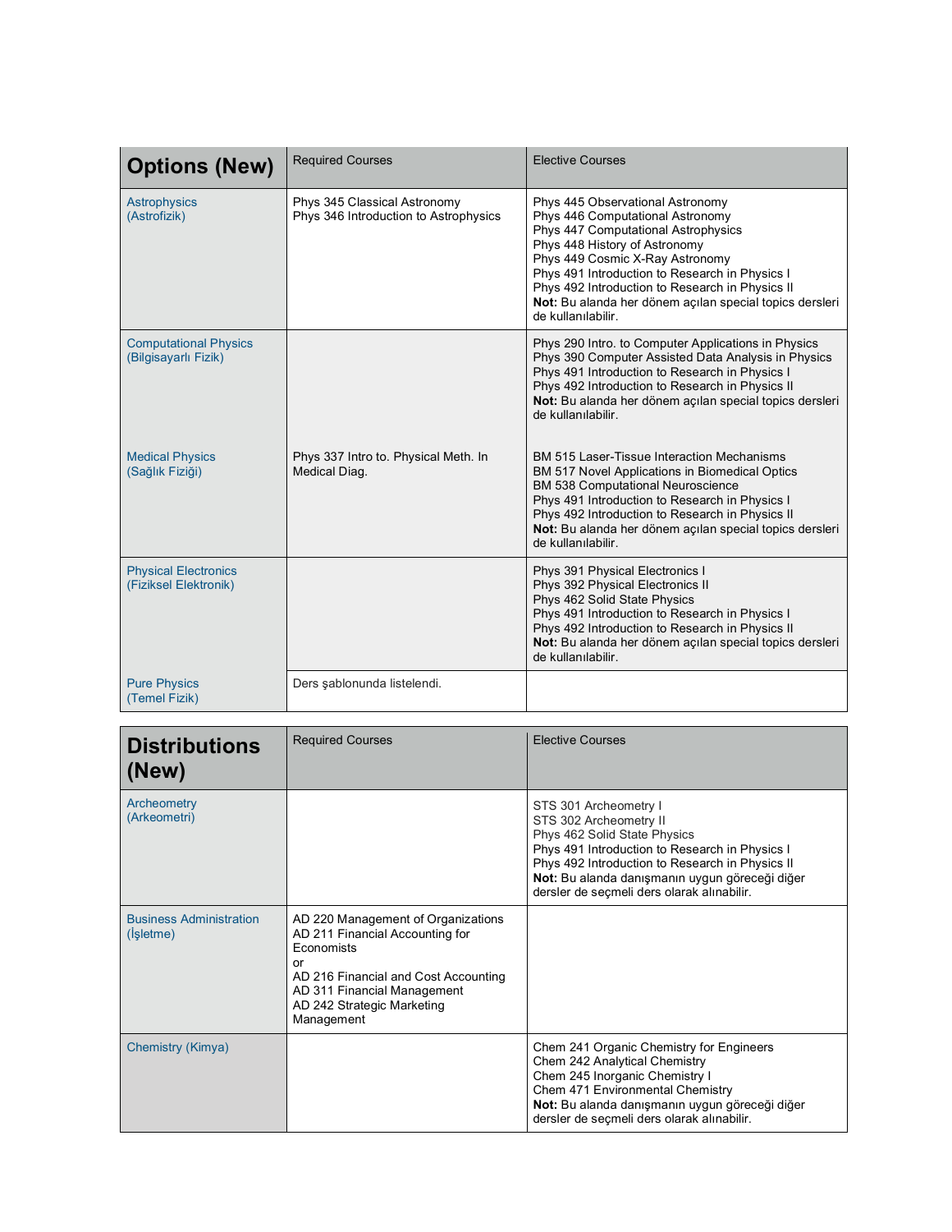| Options (New) | Required Courses | Elective Courses |
|---|---|---|
| Astrophysics (Astrofizik) | Phys 345 Classical Astronomy<br>Phys 346 Introduction to Astrophysics | Phys 445 Observational Astronomy<br>Phys 446 Computational Astronomy<br>Phys 447 Computational Astrophysics<br>Phys 448 History of Astronomy<br>Phys 449 Cosmic X-Ray Astronomy<br>Phys 491 Introduction to Research in Physics I<br>Phys 492 Introduction to Research in Physics II<br>**Not:** Bu alanda her dönem açılan special topics dersleri de kullanılabilir. |
| Computational Physics (Bilgisayarlı Fizik) | | Phys 290 Intro. to Computer Applications in Physics<br>Phys 390 Computer Assisted Data Analysis in Physics<br>Phys 491 Introduction to Research in Physics I<br>Phys 492 Introduction to Research in Physics II<br>**Not:** Bu alanda her dönem açılan special topics dersleri de kullanılabilir. |
| Medical Physics (Sağlık Fiziği) | Phys 337 Intro to. Physical Meth. In Medical Diag. | BM 515 Laser-Tissue Interaction Mechanisms<br>BM 517 Novel Applications in Biomedical Optics<br>BM 538 Computational Neuroscience<br>Phys 491 Introduction to Research in Physics I<br>Phys 492 Introduction to Research in Physics II<br>**Not:** Bu alanda her dönem açılan special topics dersleri de kullanılabilir. |
| Physical Electronics (Fiziksel Elektronik) | | Phys 391 Physical Electronics I<br>Phys 392 Physical Electronics II<br>Phys 462 Solid State Physics<br>Phys 491 Introduction to Research in Physics I<br>Phys 492 Introduction to Research in Physics II<br>**Not:** Bu alanda her dönem açılan special topics dersleri de kullanılabilir. |
| Pure Physics (Temel Fizik) | Ders şablonunda listelendi. | |

| Distributions (New) | Required Courses | Elective Courses |
|---|---|---|
| Archeometry (Arkeometri) | | STS 301 Archeometry I<br>STS 302 Archeometry II<br>Phys 462 Solid State Physics<br>Phys 491 Introduction to Research in Physics I<br>Phys 492 Introduction to Research in Physics II<br>**Not:** Bu alanda danışmanın uygun göreceği diğer dersler de seçmeli ders olarak alınabilir. |
| Business Administration (İşletme) | AD 220 Management of Organizations<br>AD 211 Financial Accounting for Economists<br>or<br>AD 216 Financial and Cost Accounting<br>AD 311 Financial Management<br>AD 242 Strategic Marketing Management | |
| Chemistry (Kimya) | | Chem 241 Organic Chemistry for Engineers<br>Chem 242 Analytical Chemistry<br>Chem 245 Inorganic Chemistry I<br>Chem 471 Environmental Chemistry<br>**Not:** Bu alanda danışmanın uygun göreceği diğer dersler de seçmeli ders olarak alınabilir. |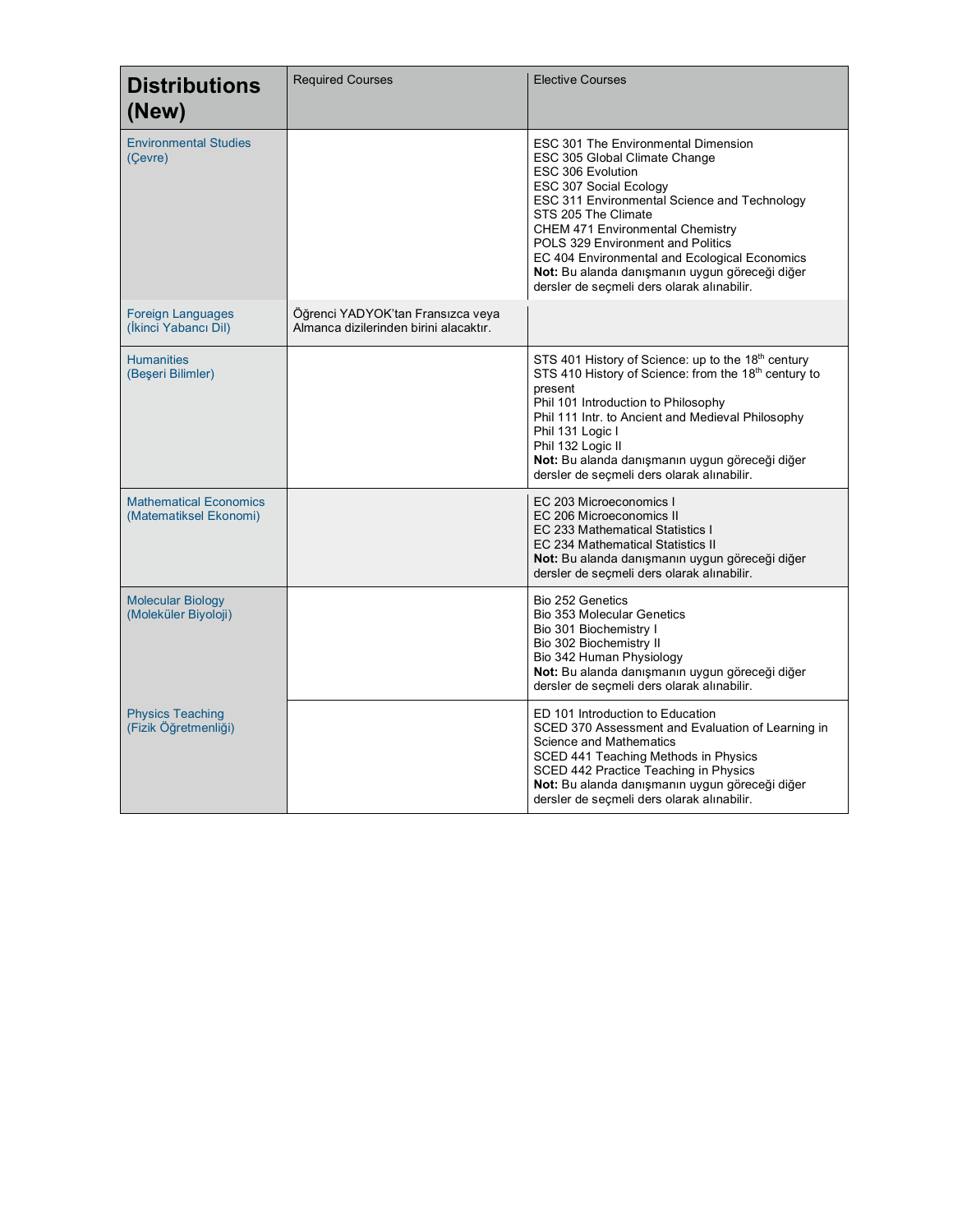| Distributions (New) | Required Courses | Elective Courses |
|---|---|---|
| Environmental Studies (Çevre) | | ESC 301 The Environmental Dimension<br>ESC 305 Global Climate Change<br>ESC 306 Evolution<br>ESC 307 Social Ecology<br>ESC 311 Environmental Science and Technology<br>STS 205 The Climate<br>CHEM 471 Environmental Chemistry<br>POLS 329 Environment and Politics<br>EC 404 Environmental and Ecological Economics<br>**Not:** Bu alanda danışmanın uygun göreceği diğer dersler de seçmeli ders olarak alınabilir. |
| Foreign Languages (İkinci Yabancı Dil) | Öğrenci YADYOK'tan Fransızca veya Almanca dizilerinden birini alacaktır. | |
| Humanities (Beşeri Bilimler) | | STS 401 History of Science: up to the 18th century<br>STS 410 History of Science: from the 18th century to present<br>Phil 101 Introduction to Philosophy<br>Phil 111 Intr. to Ancient and Medieval Philosophy<br>Phil 131 Logic I<br>Phil 132 Logic II<br>**Not:** Bu alanda danışmanın uygun göreceği diğer dersler de seçmeli ders olarak alınabilir. |
| Mathematical Economics (Matematiksel Ekonomi) | | EC 203 Microeconomics I<br>EC 206 Microeconomics II<br>EC 233 Mathematical Statistics I<br>EC 234 Mathematical Statistics II<br>**Not:** Bu alanda danışmanın uygun göreceği diğer dersler de seçmeli ders olarak alınabilir. |
| Molecular Biology (Moleküler Biyoloji) | | Bio 252 Genetics<br>Bio 353 Molecular Genetics<br>Bio 301 Biochemistry I<br>Bio 302 Biochemistry II<br>Bio 342 Human Physiology<br>**Not:** Bu alanda danışmanın uygun göreceği diğer dersler de seçmeli ders olarak alınabilir. |
| Physics Teaching (Fizik Öğretmenliği) | | ED 101 Introduction to Education<br>SCED 370 Assessment and Evaluation of Learning in Science and Mathematics<br>SCED 441 Teaching Methods in Physics<br>SCED 442 Practice Teaching in Physics<br>**Not:** Bu alanda danışmanın uygun göreceği diğer dersler de seçmeli ders olarak alınabilir. |